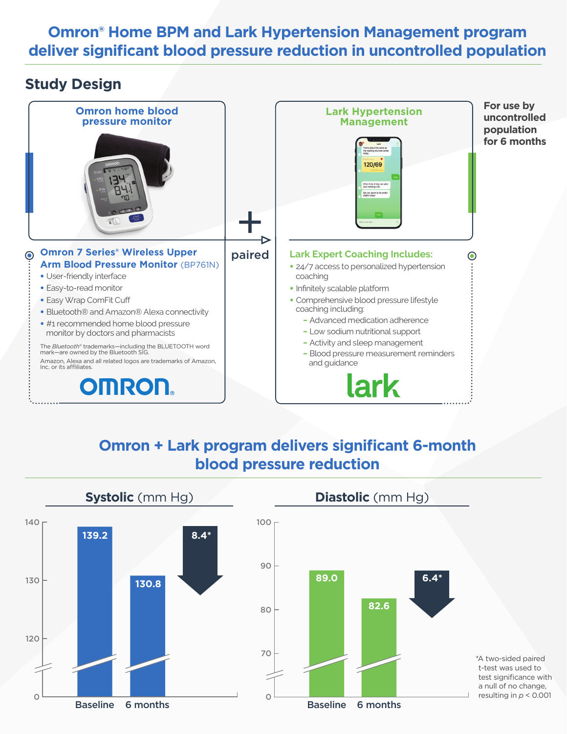# Omron® Home BPM and Lark Hypertension Management program deliver significant blood pressure reduction in uncontrolled population

## Study Design

**Omron home blood pressure monitor** + (paired) **Lark Hypertension Management**

**For use by uncontrolled population for 6 months**

### Omron 7 Series® Wireless Upper Arm Blood Pressure Monitor (BP761N)

- User-friendly interface
- Easy-to-read monitor
- Easy Wrap ComFit Cuff
- Bluetooth® and Amazon® Alexa connectivity
- #1 recommended home blood pressure monitor by doctors and pharmacists

The *Bluetooth*® trademarks—including the BLUETOOTH word mark—are owned by the Bluetooth SIG.

Amazon, Alexa and all related logos are trademarks of Amazon, Inc. or its affiliates.

OMRON

### Lark Expert Coaching Includes:

- 24/7 access to personalized hypertension coaching
- Infinitely scalable platform
- Comprehensive blood pressure lifestyle coaching including:
  - Advanced medication adherence
  - Low sodium nutritional support
  - Activity and sleep management
  - Blood pressure measurement reminders and guidance

lark

## Omron + Lark program delivers significant 6-month blood pressure reduction

| | Baseline | 6 months | Reduction |
|---|---|---|---|
| **Systolic** (mm Hg) | 139.2 | 130.8 | 8.4* |
| **Diastolic** (mm Hg) | 89.0 | 82.6 | 6.4* |

*A two-sided paired t-test was used to test significance with a null of no change, resulting in $p < 0.001$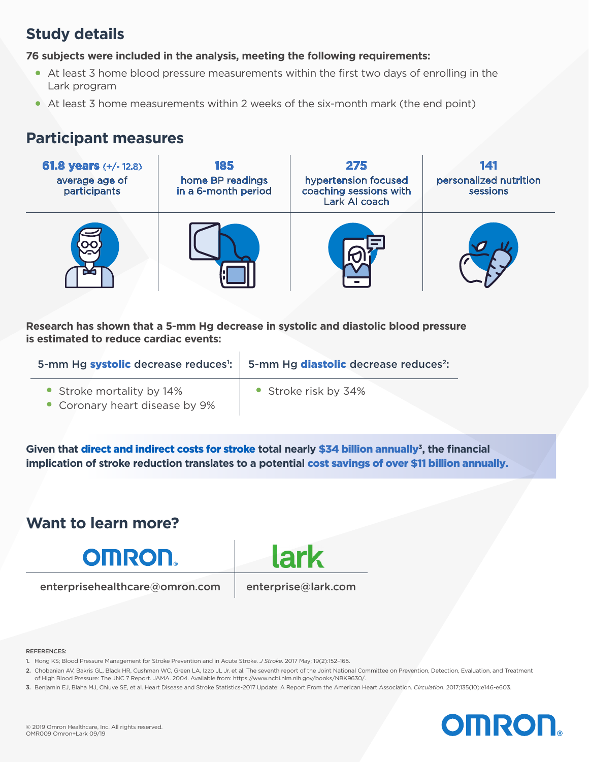## Study details

**76 subjects were included in the analysis, meeting the following requirements:**

- At least 3 home blood pressure measurements within the first two days of enrolling in the Lark program
- At least 3 home measurements within 2 weeks of the six-month mark (the end point)

## Participant measures

| **61.8 years** (+/- 12.8) average age of participants | **185** home BP readings in a 6-month period | **275** hypertension focused coaching sessions with Lark AI coach | **141** personalized nutrition sessions |
|---|---|---|---|

**Research has shown that a 5-mm Hg decrease in systolic and diastolic blood pressure is estimated to reduce cardiac events:**

| 5-mm Hg **systolic** decrease reduces[1]: | 5-mm Hg **diastolic** decrease reduces[2]: |
|---|---|
| • Stroke mortality by 14%<br>• Coronary heart disease by 9% | • Stroke risk by 34% |

**Given that direct and indirect costs for stroke total nearly $34 billion annually[3], the financial implication of stroke reduction translates to a potential cost savings of over $11 billion annually.**

## Want to learn more?

| OMRON | lark |
|---|---|
| enterprisehealthcare@omron.com | enterprise@lark.com |

REFERENCES:

1. Hong KS; Blood Pressure Management for Stroke Prevention and in Acute Stroke. *J Stroke*. 2017 May; 19(2):152–165.
2. Chobanian AV, Bakris GL, Black HR, Cushman WC, Green LA, Izzo JL Jr. et al. The seventh report of the Joint National Committee on Prevention, Detection, Evaluation, and Treatment of High Blood Pressure: The JNC 7 Report. JAMA. 2004. Available from: https://www.ncbi.nlm.nih.gov/books/NBK9630/.
3. Benjamin EJ, Blaha MJ, Chiuve SE, et al. Heart Disease and Stroke Statistics-2017 Update: A Report From the American Heart Association. *Circulation*. 2017;135(10):e146-e603.

© 2019 Omron Healthcare, Inc. All rights reserved.
OMR009 Omron+Lark 09/19

OMRON